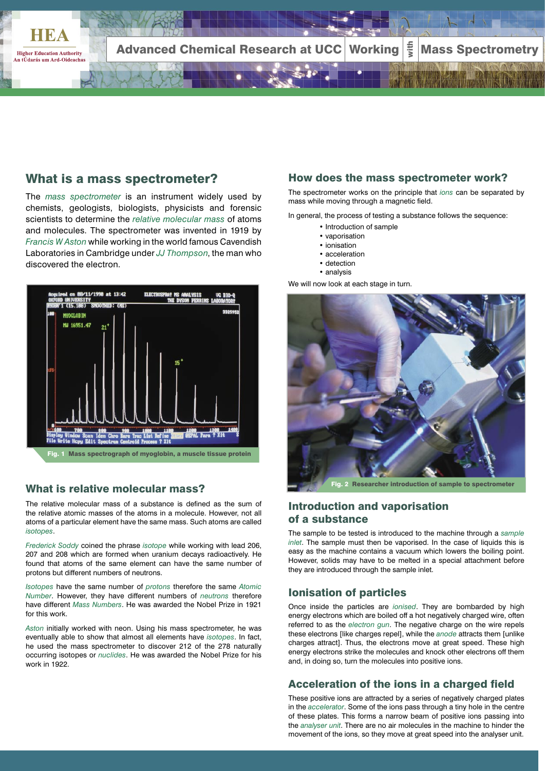# What is a mass spectrometer?

The *mass spectrometer* is an instrument widely used by chemists, geologists, biologists, physicists and forensic scientists to determine the *relative molecular mass* of atoms and molecules. The spectrometer was invented in 1919 by *Francis W Aston* while working in the world famous Cavendish Laboratories in Cambridge under *JJ Thompson*, the man who discovered the electron.

**Fig. 1** Mass spectrograph of myoglobin, a muscle tissue protein

## What is relative molecular mass?

The relative molecular mass of a substance is defined as the sum of the relative atomic masses of the atoms in a molecule. However, not all atoms of a particular element have the same mass. Such atoms are called *isotopes*.

*Frederick Soddy* coined the phrase *isotope* while working with lead 206, 207 and 208 which are formed when uranium decays radioactively. He found that atoms of the same element can have the same number of protons but different numbers of neutrons.

*Isotopes* have the same number of *protons* therefore the same *Atomic Number*. However, they have different numbers of *neutrons* therefore have different *Mass Numbers*. He was awarded the Nobel Prize in 1921 for this work.

*Aston* initially worked with neon. Using his mass spectrometer, he was eventually able to show that almost all elements have *isotopes*. In fact, he used the mass spectrometer to discover 212 of the 278 naturally occurring isotopes or *nuclides*. He was awarded the Nobel Prize for his work in 1922.

## How does the mass spectrometer work?

The spectrometer works on the principle that *ions* can be separated by mass while moving through a magnetic field.

In general, the process of testing a substance follows the sequence:

- Introduction of sample
- vaporisation
- ionisation
- acceleration
- detection
- analysis

We will now look at each stage in turn.

**Fig. 2** Researcher introduction of sample to spectrometer

## Introduction and vaporisation of a substance

The sample to be tested is introduced to the machine through a *sample inlet*. The sample must then be vaporised. In the case of liquids this is easy as the machine contains a vacuum which lowers the boiling point. However, solids may have to be melted in a special attachment before they are introduced through the sample inlet.

## Ionisation of particles

Once inside the particles are *ionised*. They are bombarded by high energy electrons which are boiled off a hot negatively charged wire, often referred to as the *electron gun*. The negative charge on the wire repels these electrons [like charges repel], while the *anode* attracts them [unlike charges attract]. Thus, the electrons move at great speed. These high energy electrons strike the molecules and knock other electrons off them and, in doing so, turn the molecules into positive ions.

## Acceleration of the ions in a charged field

These positive ions are attracted by a series of negatively charged plates in the *accelerator*. Some of the ions pass through a tiny hole in the centre of these plates. This forms a narrow beam of positive ions passing into the *analyser unit*. There are no air molecules in the machine to hinder the movement of the ions, so they move at great speed into the analyser unit.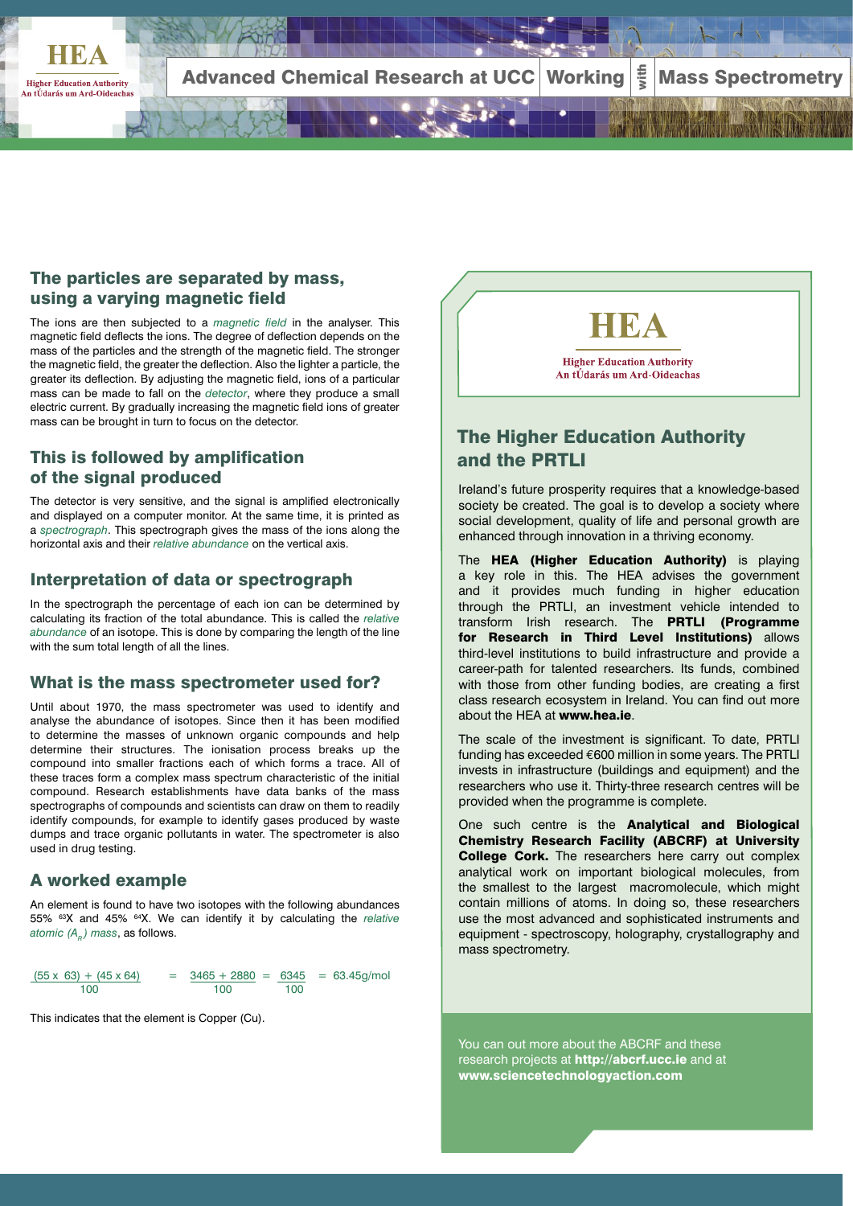## The particles are separated by mass, using a varying magnetic field

The ions are then subjected to a *magnetic field* in the analyser. This magnetic field deflects the ions. The degree of deflection depends on the mass of the particles and the strength of the magnetic field. The stronger the magnetic field, the greater the deflection. Also the lighter a particle, the greater its deflection. By adjusting the magnetic field, ions of a particular mass can be made to fall on the *detector*, where they produce a small electric current. By gradually increasing the magnetic field ions of greater mass can be brought in turn to focus on the detector.

## This is followed by amplification of the signal produced

The detector is very sensitive, and the signal is amplified electronically and displayed on a computer monitor. At the same time, it is printed as a *spectrograph*. This spectrograph gives the mass of the ions along the horizontal axis and their *relative abundance* on the vertical axis.

## Interpretation of data or spectrograph

In the spectrograph the percentage of each ion can be determined by calculating its fraction of the total abundance. This is called the *relative abundance* of an isotope. This is done by comparing the length of the line with the sum total length of all the lines.

## What is the mass spectrometer used for?

Until about 1970, the mass spectrometer was used to identify and analyse the abundance of isotopes. Since then it has been modified to determine the masses of unknown organic compounds and help determine their structures. The ionisation process breaks up the compound into smaller fractions each of which forms a trace. All of these traces form a complex mass spectrum characteristic of the initial compound. Research establishments have data banks of the mass spectrographs of compounds and scientists can draw on them to readily identify compounds, for example to identify gases produced by waste dumps and trace organic pollutants in water. The spectrometer is also used in drug testing.

## A worked example

An element is found to have two isotopes with the following abundances 55% $^{63}X$ and 45% $^{64}X$. We can identify it by calculating the *relative atomic ($A_r$) mass*, as follows.

$$\frac{(55 \times 63) + (45 \times 64)}{100} = \frac{3465 + 2880}{100} = \frac{6345}{100} = 63.45\text{g/mol}$$

This indicates that the element is Copper (Cu).

**HEA**
Higher Education Authority
An tÚdarás um Ard-Oideachas

## The Higher Education Authority and the PRTLI

Ireland's future prosperity requires that a knowledge-based society be created. The goal is to develop a society where social development, quality of life and personal growth are enhanced through innovation in a thriving economy.

The **HEA (Higher Education Authority)** is playing a key role in this. The HEA advises the government and it provides much funding in higher education through the PRTLI, an investment vehicle intended to transform Irish research. The **PRTLI (Programme for Research in Third Level Institutions)** allows third-level institutions to build infrastructure and provide a career-path for talented researchers. Its funds, combined with those from other funding bodies, are creating a first class research ecosystem in Ireland. You can find out more about the HEA at **www.hea.ie**.

The scale of the investment is significant. To date, PRTLI funding has exceeded €600 million in some years. The PRTLI invests in infrastructure (buildings and equipment) and the researchers who use it. Thirty-three research centres will be provided when the programme is complete.

One such centre is the **Analytical and Biological Chemistry Research Facility (ABCRF) at University College Cork.** The researchers here carry out complex analytical work on important biological molecules, from the smallest to the largest macromolecule, which might contain millions of atoms. In doing so, these researchers use the most advanced and sophisticated instruments and equipment - spectroscopy, holography, crystallography and mass spectrometry.

You can out more about the ABCRF and these research projects at **http://abcrf.ucc.ie** and at **www.sciencetechnologyaction.com**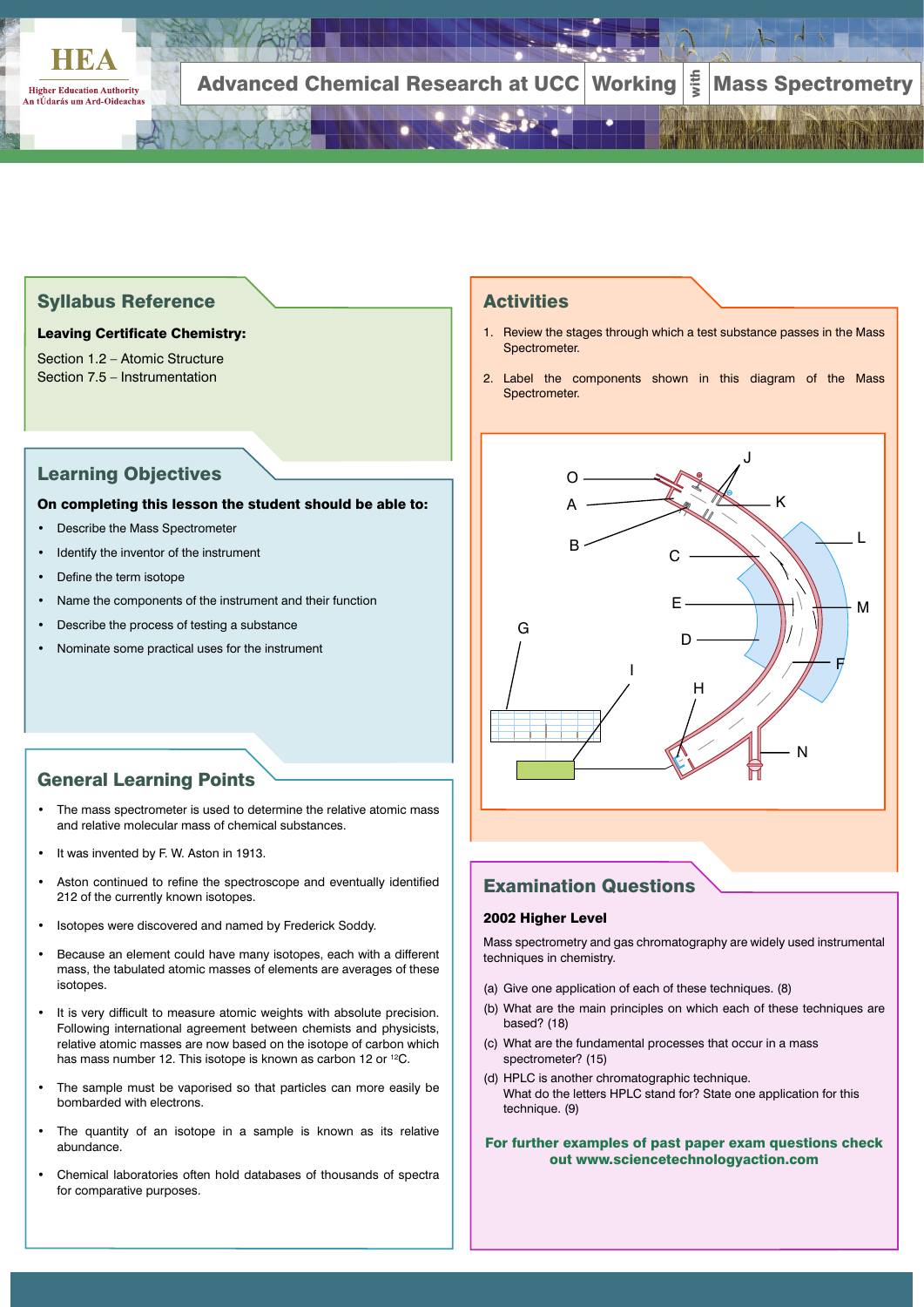## Syllabus Reference

**Leaving Certificate Chemistry:**

Section 1.2 – Atomic Structure
Section 7.5 – Instrumentation

## Learning Objectives

**On completing this lesson the student should be able to:**

- Describe the Mass Spectrometer
- Identify the inventor of the instrument
- Define the term isotope
- Name the components of the instrument and their function
- Describe the process of testing a substance
- Nominate some practical uses for the instrument

## General Learning Points

- The mass spectrometer is used to determine the relative atomic mass and relative molecular mass of chemical substances.
- It was invented by F. W. Aston in 1913.
- Aston continued to refine the spectroscope and eventually identified 212 of the currently known isotopes.
- Isotopes were discovered and named by Frederick Soddy.
- Because an element could have many isotopes, each with a different mass, the tabulated atomic masses of elements are averages of these isotopes.
- It is very difficult to measure atomic weights with absolute precision. Following international agreement between chemists and physicists, relative atomic masses are now based on the isotope of carbon which has mass number 12. This isotope is known as carbon 12 or $^{12}C$.
- The sample must be vaporised so that particles can more easily be bombarded with electrons.
- The quantity of an isotope in a sample is known as its relative abundance.
- Chemical laboratories often hold databases of thousands of spectra for comparative purposes.

## Activities

1. Review the stages through which a test substance passes in the Mass Spectrometer.
2. Label the components shown in this diagram of the Mass Spectrometer.

O
A
B
C
E
D
G
I
H
J
K
L
M
F
N

## Examination Questions

**2002 Higher Level**

Mass spectrometry and gas chromatography are widely used instrumental techniques in chemistry.

(a) Give one application of each of these techniques. (8)

(b) What are the main principles on which each of these techniques are based? (18)

(c) What are the fundamental processes that occur in a mass spectrometer? (15)

(d) HPLC is another chromatographic technique.
What do the letters HPLC stand for? State one application for this technique. (9)

**For further examples of past paper exam questions check out www.sciencetechnologyaction.com**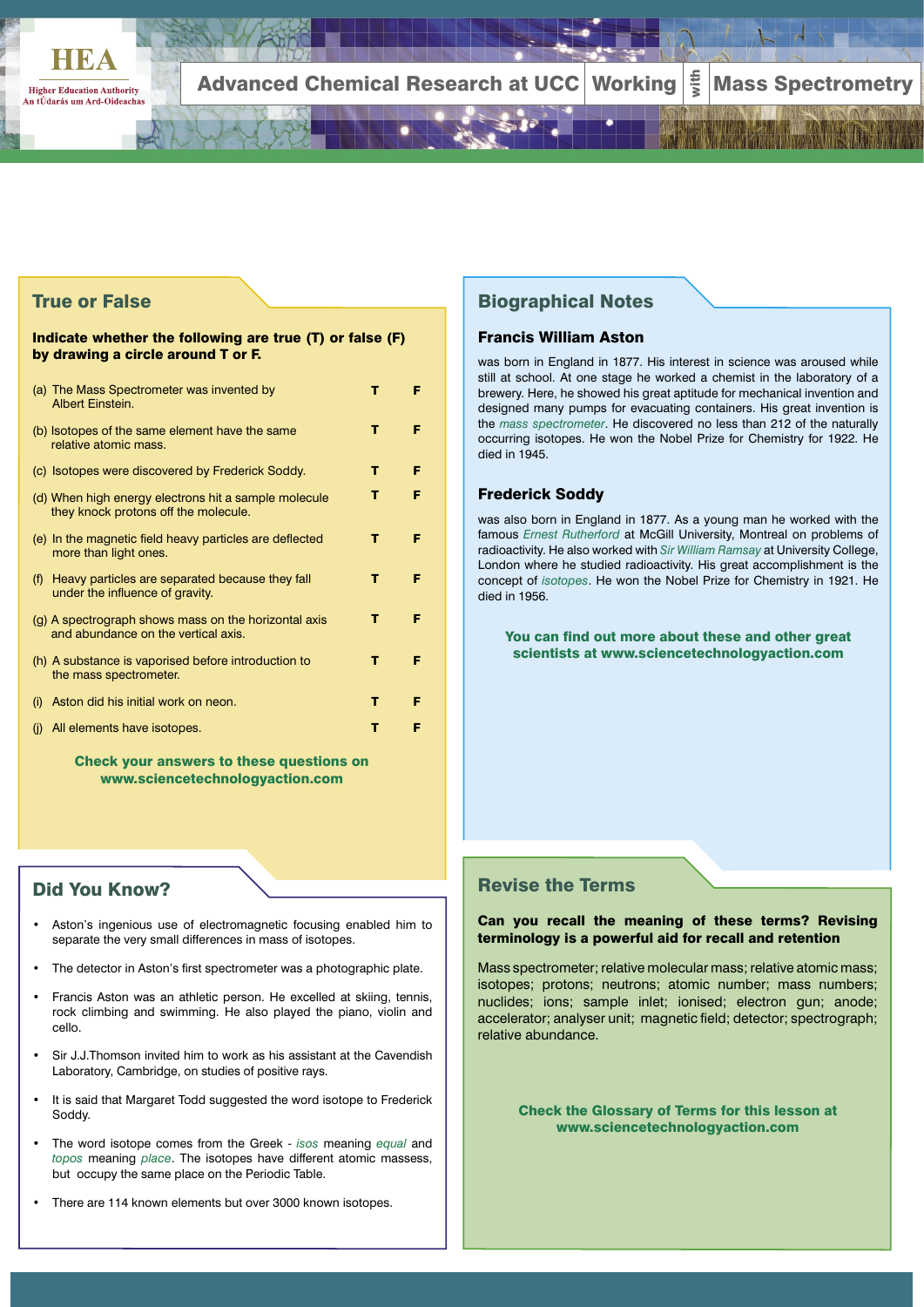## True or False

**Indicate whether the following are true (T) or false (F) by drawing a circle around T or F.**

| | | |
|---|---|---|
| (a) The Mass Spectrometer was invented by Albert Einstein. | T | F |
| (b) Isotopes of the same element have the same relative atomic mass. | T | F |
| (c) Isotopes were discovered by Frederick Soddy. | T | F |
| (d) When high energy electrons hit a sample molecule they knock protons off the molecule. | T | F |
| (e) In the magnetic field heavy particles are deflected more than light ones. | T | F |
| (f) Heavy particles are separated because they fall under the influence of gravity. | T | F |
| (g) A spectrograph shows mass on the horizontal axis and abundance on the vertical axis. | T | F |
| (h) A substance is vaporised before introduction to the mass spectrometer. | T | F |
| (i) Aston did his initial work on neon. | T | F |
| (j) All elements have isotopes. | T | F |

**Check your answers to these questions on www.sciencetechnologyaction.com**

## Did You Know?

- Aston's ingenious use of electromagnetic focusing enabled him to separate the very small differences in mass of isotopes.
- The detector in Aston's first spectrometer was a photographic plate.
- Francis Aston was an athletic person. He excelled at skiing, tennis, rock climbing and swimming. He also played the piano, violin and cello.
- Sir J.J.Thomson invited him to work as his assistant at the Cavendish Laboratory, Cambridge, on studies of positive rays.
- It is said that Margaret Todd suggested the word isotope to Frederick Soddy.
- The word isotope comes from the Greek - *isos* meaning *equal* and *topos* meaning *place*. The isotopes have different atomic massess, but occupy the same place on the Periodic Table.
- There are 114 known elements but over 3000 known isotopes.

## Biographical Notes

### Francis William Aston

was born in England in 1877. His interest in science was aroused while still at school. At one stage he worked a chemist in the laboratory of a brewery. Here, he showed his great aptitude for mechanical invention and designed many pumps for evacuating containers. His great invention is the *mass spectrometer*. He discovered no less than 212 of the naturally occurring isotopes. He won the Nobel Prize for Chemistry for 1922. He died in 1945.

### Frederick Soddy

was also born in England in 1877. As a young man he worked with the famous *Ernest Rutherford* at McGill University, Montreal on problems of radioactivity. He also worked with *Sir William Ramsay* at University College, London where he studied radioactivity. His great accomplishment is the concept of *isotopes*. He won the Nobel Prize for Chemistry in 1921. He died in 1956.

**You can find out more about these and other great scientists at www.sciencetechnologyaction.com**

## Revise the Terms

**Can you recall the meaning of these terms? Revising terminology is a powerful aid for recall and retention**

Mass spectrometer; relative molecular mass; relative atomic mass; isotopes; protons; neutrons; atomic number; mass numbers; nuclides; ions; sample inlet; ionised; electron gun; anode; accelerator; analyser unit; magnetic field; detector; spectrograph; relative abundance.

**Check the Glossary of Terms for this lesson at www.sciencetechnologyaction.com**